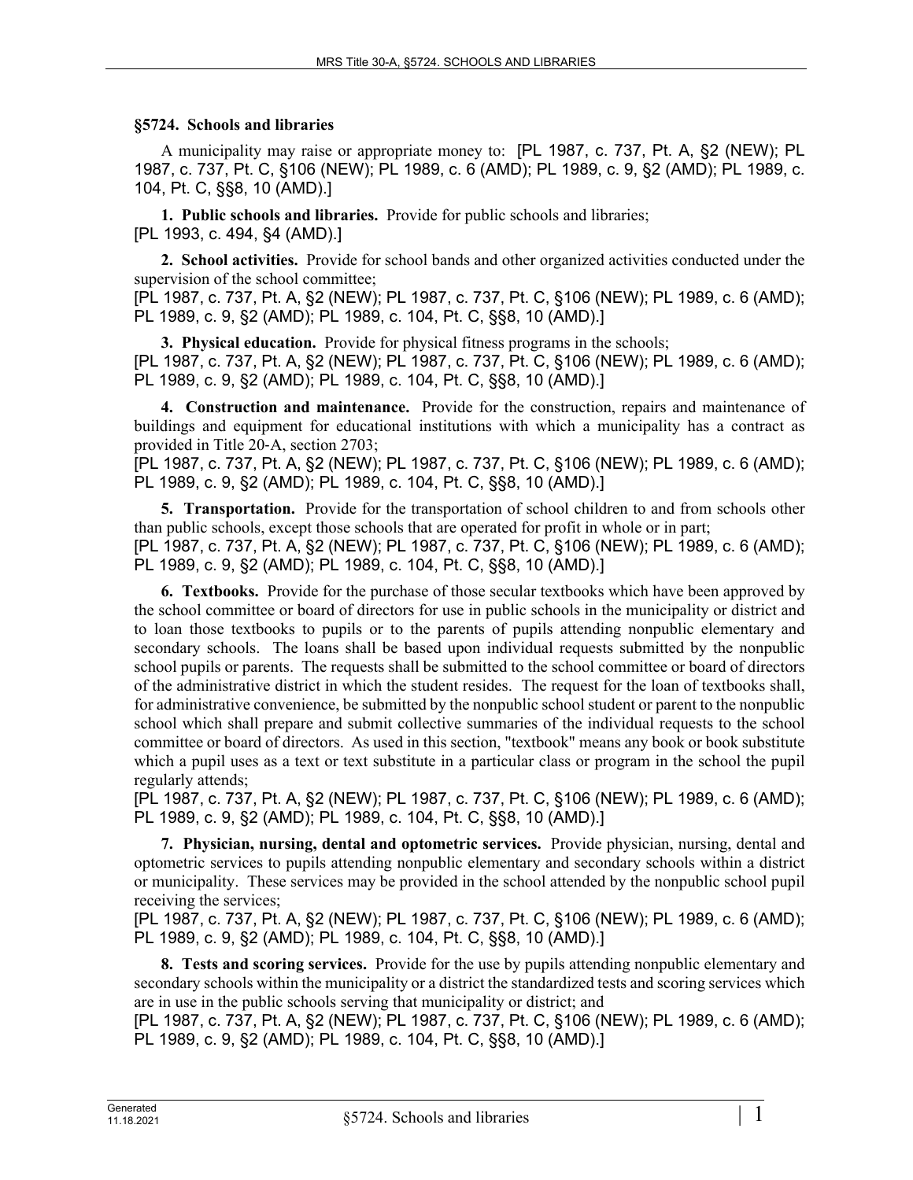## §5724. Schools and libraries

A municipality may raise or appropriate money to: [PL 1987, c. 737, Pt. A, §2 (NEW); PL 1987, c. 737, Pt. C, §106 (NEW); PL 1989, c. 6 (AMD); PL 1989, c. 9, §2 (AMD); PL 1989, c. 104, Pt. C, §§8, 10 (AMD).]

**1. Public schools and libraries.** Provide for public schools and libraries;
[PL 1993, c. 494, §4 (AMD).]

**2. School activities.** Provide for school bands and other organized activities conducted under the supervision of the school committee;
[PL 1987, c. 737, Pt. A, §2 (NEW); PL 1987, c. 737, Pt. C, §106 (NEW); PL 1989, c. 6 (AMD); PL 1989, c. 9, §2 (AMD); PL 1989, c. 104, Pt. C, §§8, 10 (AMD).]

**3. Physical education.** Provide for physical fitness programs in the schools;
[PL 1987, c. 737, Pt. A, §2 (NEW); PL 1987, c. 737, Pt. C, §106 (NEW); PL 1989, c. 6 (AMD); PL 1989, c. 9, §2 (AMD); PL 1989, c. 104, Pt. C, §§8, 10 (AMD).]

**4. Construction and maintenance.** Provide for the construction, repairs and maintenance of buildings and equipment for educational institutions with which a municipality has a contract as provided in Title 20-A, section 2703;
[PL 1987, c. 737, Pt. A, §2 (NEW); PL 1987, c. 737, Pt. C, §106 (NEW); PL 1989, c. 6 (AMD); PL 1989, c. 9, §2 (AMD); PL 1989, c. 104, Pt. C, §§8, 10 (AMD).]

**5. Transportation.** Provide for the transportation of school children to and from schools other than public schools, except those schools that are operated for profit in whole or in part;
[PL 1987, c. 737, Pt. A, §2 (NEW); PL 1987, c. 737, Pt. C, §106 (NEW); PL 1989, c. 6 (AMD); PL 1989, c. 9, §2 (AMD); PL 1989, c. 104, Pt. C, §§8, 10 (AMD).]

**6. Textbooks.** Provide for the purchase of those secular textbooks which have been approved by the school committee or board of directors for use in public schools in the municipality or district and to loan those textbooks to pupils or to the parents of pupils attending nonpublic elementary and secondary schools. The loans shall be based upon individual requests submitted by the nonpublic school pupils or parents. The requests shall be submitted to the school committee or board of directors of the administrative district in which the student resides. The request for the loan of textbooks shall, for administrative convenience, be submitted by the nonpublic school student or parent to the nonpublic school which shall prepare and submit collective summaries of the individual requests to the school committee or board of directors. As used in this section, "textbook" means any book or book substitute which a pupil uses as a text or text substitute in a particular class or program in the school the pupil regularly attends;
[PL 1987, c. 737, Pt. A, §2 (NEW); PL 1987, c. 737, Pt. C, §106 (NEW); PL 1989, c. 6 (AMD); PL 1989, c. 9, §2 (AMD); PL 1989, c. 104, Pt. C, §§8, 10 (AMD).]

**7. Physician, nursing, dental and optometric services.** Provide physician, nursing, dental and optometric services to pupils attending nonpublic elementary and secondary schools within a district or municipality. These services may be provided in the school attended by the nonpublic school pupil receiving the services;
[PL 1987, c. 737, Pt. A, §2 (NEW); PL 1987, c. 737, Pt. C, §106 (NEW); PL 1989, c. 6 (AMD); PL 1989, c. 9, §2 (AMD); PL 1989, c. 104, Pt. C, §§8, 10 (AMD).]

**8. Tests and scoring services.** Provide for the use by pupils attending nonpublic elementary and secondary schools within the municipality or a district the standardized tests and scoring services which are in use in the public schools serving that municipality or district; and
[PL 1987, c. 737, Pt. A, §2 (NEW); PL 1987, c. 737, Pt. C, §106 (NEW); PL 1989, c. 6 (AMD); PL 1989, c. 9, §2 (AMD); PL 1989, c. 104, Pt. C, §§8, 10 (AMD).]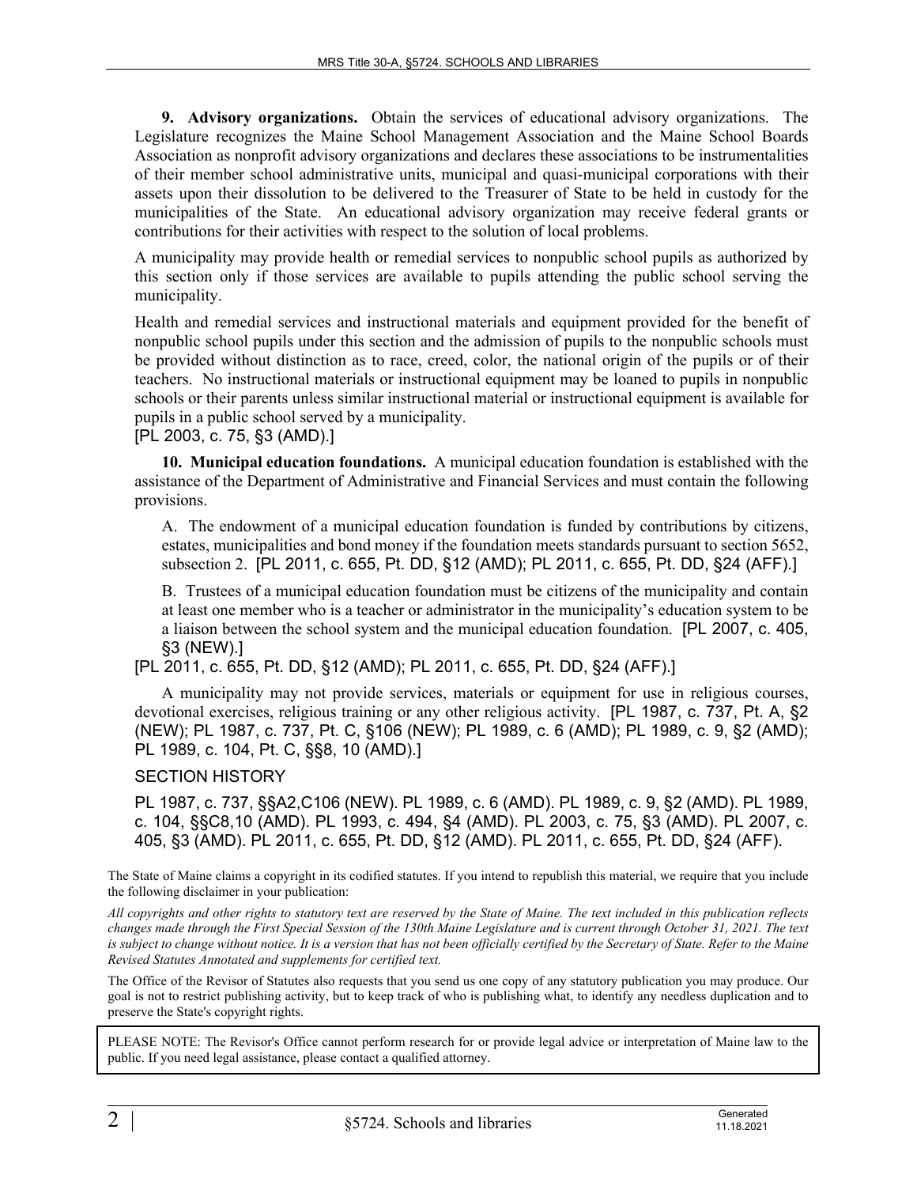**9. Advisory organizations.** Obtain the services of educational advisory organizations. The Legislature recognizes the Maine School Management Association and the Maine School Boards Association as nonprofit advisory organizations and declares these associations to be instrumentalities of their member school administrative units, municipal and quasi-municipal corporations with their assets upon their dissolution to be delivered to the Treasurer of State to be held in custody for the municipalities of the State. An educational advisory organization may receive federal grants or contributions for their activities with respect to the solution of local problems.

A municipality may provide health or remedial services to nonpublic school pupils as authorized by this section only if those services are available to pupils attending the public school serving the municipality.

Health and remedial services and instructional materials and equipment provided for the benefit of nonpublic school pupils under this section and the admission of pupils to the nonpublic schools must be provided without distinction as to race, creed, color, the national origin of the pupils or of their teachers. No instructional materials or instructional equipment may be loaned to pupils in nonpublic schools or their parents unless similar instructional material or instructional equipment is available for pupils in a public school served by a municipality.

[PL 2003, c. 75, §3 (AMD).]

**10. Municipal education foundations.** A municipal education foundation is established with the assistance of the Department of Administrative and Financial Services and must contain the following provisions.

A. The endowment of a municipal education foundation is funded by contributions by citizens, estates, municipalities and bond money if the foundation meets standards pursuant to section 5652, subsection 2. [PL 2011, c. 655, Pt. DD, §12 (AMD); PL 2011, c. 655, Pt. DD, §24 (AFF).]

B. Trustees of a municipal education foundation must be citizens of the municipality and contain at least one member who is a teacher or administrator in the municipality's education system to be a liaison between the school system and the municipal education foundation. [PL 2007, c. 405, §3 (NEW).]

[PL 2011, c. 655, Pt. DD, §12 (AMD); PL 2011, c. 655, Pt. DD, §24 (AFF).]

A municipality may not provide services, materials or equipment for use in religious courses, devotional exercises, religious training or any other religious activity. [PL 1987, c. 737, Pt. A, §2 (NEW); PL 1987, c. 737, Pt. C, §106 (NEW); PL 1989, c. 6 (AMD); PL 1989, c. 9, §2 (AMD); PL 1989, c. 104, Pt. C, §§8, 10 (AMD).]

SECTION HISTORY

PL 1987, c. 737, §§A2,C106 (NEW). PL 1989, c. 6 (AMD). PL 1989, c. 9, §2 (AMD). PL 1989, c. 104, §§C8,10 (AMD). PL 1993, c. 494, §4 (AMD). PL 2003, c. 75, §3 (AMD). PL 2007, c. 405, §3 (AMD). PL 2011, c. 655, Pt. DD, §12 (AMD). PL 2011, c. 655, Pt. DD, §24 (AFF).

The State of Maine claims a copyright in its codified statutes. If you intend to republish this material, we require that you include the following disclaimer in your publication:

*All copyrights and other rights to statutory text are reserved by the State of Maine. The text included in this publication reflects changes made through the First Special Session of the 130th Maine Legislature and is current through October 31, 2021. The text is subject to change without notice. It is a version that has not been officially certified by the Secretary of State. Refer to the Maine Revised Statutes Annotated and supplements for certified text.*

The Office of the Revisor of Statutes also requests that you send us one copy of any statutory publication you may produce. Our goal is not to restrict publishing activity, but to keep track of who is publishing what, to identify any needless duplication and to preserve the State's copyright rights.

PLEASE NOTE: The Revisor's Office cannot perform research for or provide legal advice or interpretation of Maine law to the public. If you need legal assistance, please contact a qualified attorney.